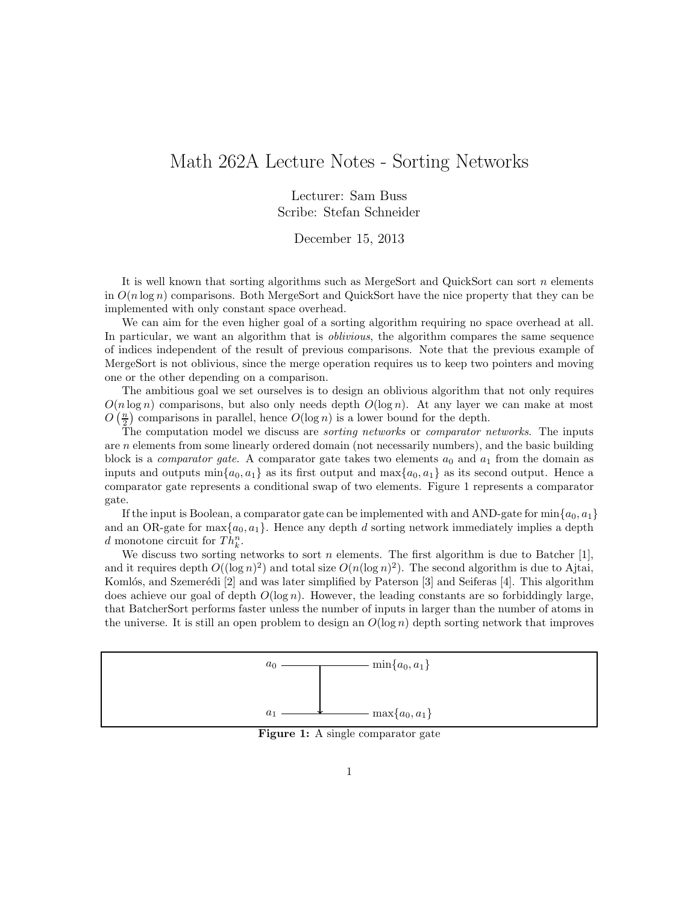# Math 262A Lecture Notes - Sorting Networks

Lecturer: Sam Buss
Scribe: Stefan Schneider

December 15, 2013

It is well known that sorting algorithms such as MergeSort and QuickSort can sort $n$ elements in $O(n \log n)$ comparisons. Both MergeSort and QuickSort have the nice property that they can be implemented with only constant space overhead.

We can aim for the even higher goal of a sorting algorithm requiring no space overhead at all. In particular, we want an algorithm that is *oblivious*, the algorithm compares the same sequence of indices independent of the result of previous comparisons. Note that the previous example of MergeSort is not oblivious, since the merge operation requires us to keep two pointers and moving one or the other depending on a comparison.

The ambitious goal we set ourselves is to design an oblivious algorithm that not only requires $O(n \log n)$ comparisons, but also only needs depth $O(\log n)$. At any layer we can make at most $O\left(\frac{n}{2}\right)$ comparisons in parallel, hence $O(\log n)$ is a lower bound for the depth.

The computation model we discuss are *sorting networks* or *comparator networks*. The inputs are $n$ elements from some linearly ordered domain (not necessarily numbers), and the basic building block is a *comparator gate*. A comparator gate takes two elements $a_0$ and $a_1$ from the domain as inputs and outputs $\min\{a_0, a_1\}$ as its first output and $\max\{a_0, a_1\}$ as its second output. Hence a comparator gate represents a conditional swap of two elements. Figure 1 represents a comparator gate.

If the input is Boolean, a comparator gate can be implemented with and AND-gate for $\min\{a_0, a_1\}$ and an OR-gate for $\max\{a_0, a_1\}$. Hence any depth $d$ sorting network immediately implies a depth $d$ monotone circuit for $Th^n_k$.

We discuss two sorting networks to sort $n$ elements. The first algorithm is due to Batcher [1], and it requires depth $O((\log n)^2)$ and total size $O(n(\log n)^2)$. The second algorithm is due to Ajtai, Komlós, and Szemerédi [2] and was later simplified by Paterson [3] and Seiferas [4]. This algorithm does achieve our goal of depth $O(\log n)$. However, the leading constants are so forbiddingly large, that BatcherSort performs faster unless the number of inputs in larger than the number of atoms in the universe. It is still an open problem to design an $O(\log n)$ depth sorting network that improves

$a_0$ ——— $\min\{a_0, a_1\}$

$a_1$ ——— $\max\{a_0, a_1\}$

**Figure 1:** A single comparator gate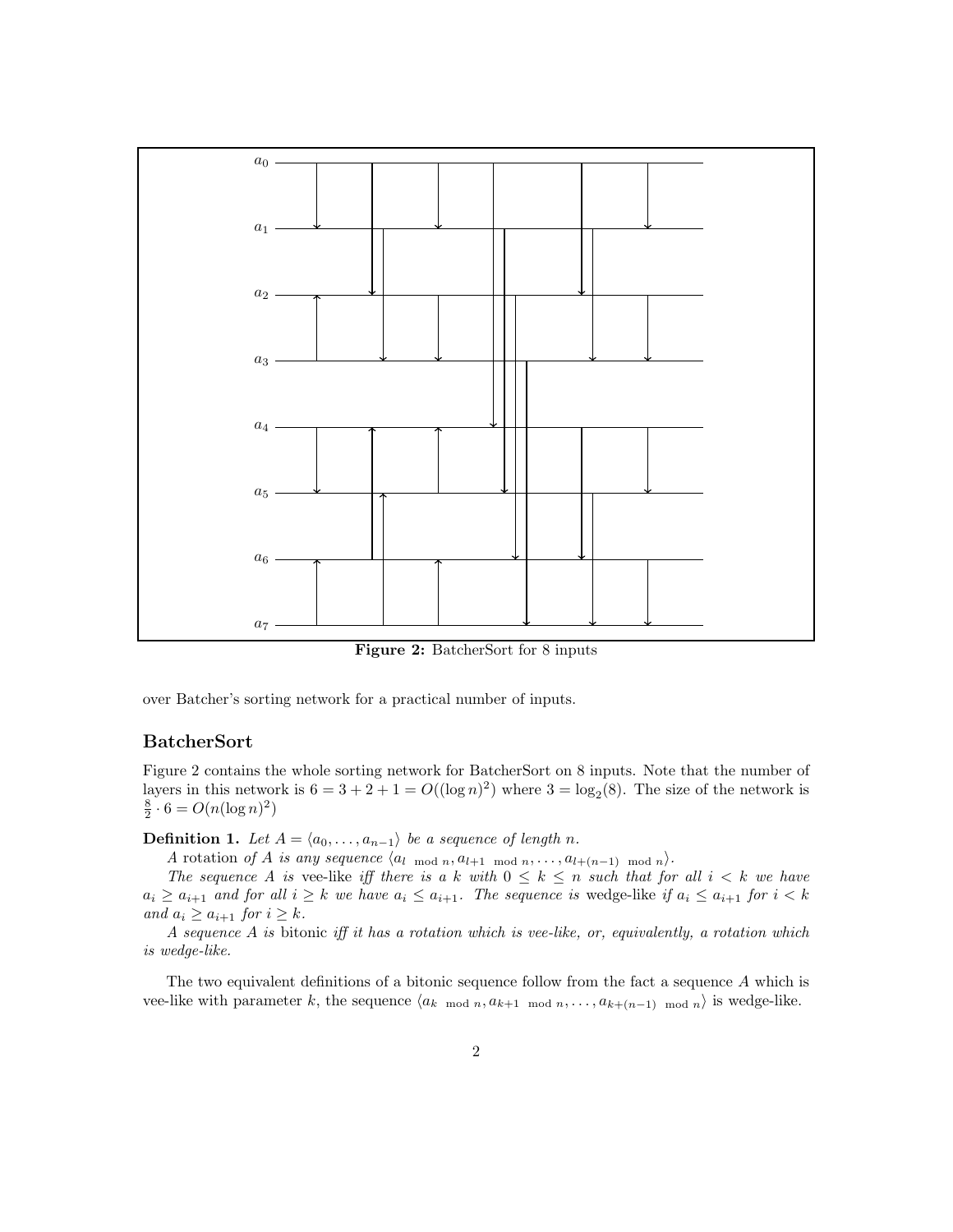**Figure 2:** BatcherSort for 8 inputs

over Batcher's sorting network for a practical number of inputs.

## BatcherSort

Figure 2 contains the whole sorting network for BatcherSort on 8 inputs. Note that the number of layers in this network is $6 = 3 + 2 + 1 = O((\log n)^2)$ where $3 = \log_2(8)$. The size of the network is $\frac{8}{2} \cdot 6 = O(n(\log n)^2)$

**Definition 1.** *Let $A = \langle a_0, \ldots, a_{n-1} \rangle$ be a sequence of length $n$.*

*A* rotation *of $A$ is any sequence $\langle a_{l \mod n}, a_{l+1 \mod n}, \ldots, a_{l+(n-1) \mod n} \rangle$.*

*The sequence $A$ is* vee-like *iff there is a $k$ with $0 \leq k \leq n$ such that for all $i < k$ we have $a_i \geq a_{i+1}$ and for all $i \geq k$ we have $a_i \leq a_{i+1}$. The sequence is* wedge-like *if $a_i \leq a_{i+1}$ for $i < k$ and $a_i \geq a_{i+1}$ for $i \geq k$.*

*A sequence $A$ is* bitonic *iff it has a rotation which is vee-like, or, equivalently, a rotation which is wedge-like.*

The two equivalent definitions of a bitonic sequence follow from the fact a sequence $A$ which is vee-like with parameter $k$, the sequence $\langle a_{k \mod n}, a_{k+1 \mod n}, \ldots, a_{k+(n-1) \mod n} \rangle$ is wedge-like.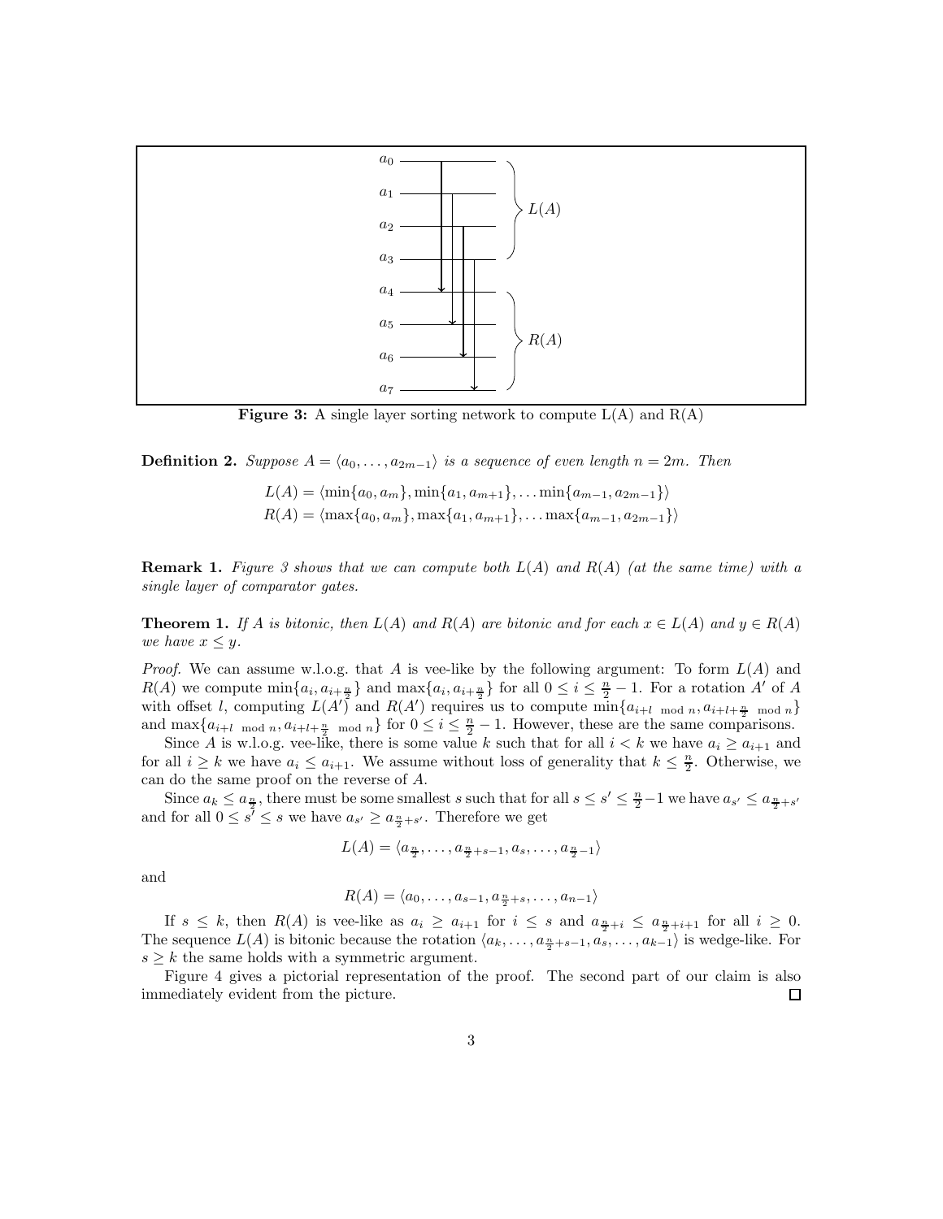**Figure 3:** A single layer sorting network to compute L(A) and R(A)

**Definition 2.** *Suppose $A = \langle a_0, \ldots, a_{2m-1} \rangle$ is a sequence of even length $n = 2m$. Then*

$$L(A) = \langle \min\{a_0, a_m\}, \min\{a_1, a_{m+1}\}, \ldots \min\{a_{m-1}, a_{2m-1}\} \rangle$$
$$R(A) = \langle \max\{a_0, a_m\}, \max\{a_1, a_{m+1}\}, \ldots \max\{a_{m-1}, a_{2m-1}\} \rangle$$

**Remark 1.** *Figure 3 shows that we can compute both $L(A)$ and $R(A)$ (at the same time) with a single layer of comparator gates.*

**Theorem 1.** *If $A$ is bitonic, then $L(A)$ and $R(A)$ are bitonic and for each $x \in L(A)$ and $y \in R(A)$ we have $x \leq y$.*

*Proof.* We can assume w.l.o.g. that $A$ is vee-like by the following argument: To form $L(A)$ and $R(A)$ we compute $\min\{a_i, a_{i+\frac{n}{2}}\}$ and $\max\{a_i, a_{i+\frac{n}{2}}\}$ for all $0 \leq i \leq \frac{n}{2} - 1$. For a rotation $A'$ of $A$ with offset $l$, computing $L(A')$ and $R(A')$ requires us to compute $\min\{a_{i+l \mod n}, a_{i+l+\frac{n}{2} \mod n}\}$ and $\max\{a_{i+l \mod n}, a_{i+l+\frac{n}{2} \mod n}\}$ for $0 \leq i \leq \frac{n}{2} - 1$. However, these are the same comparisons.

Since $A$ is w.l.o.g. vee-like, there is some value $k$ such that for all $i < k$ we have $a_i \geq a_{i+1}$ and for all $i \geq k$ we have $a_i \leq a_{i+1}$. We assume without loss of generality that $k \leq \frac{n}{2}$. Otherwise, we can do the same proof on the reverse of $A$.

Since $a_k \leq a_{\frac{n}{2}}$, there must be some smallest $s$ such that for all $s \leq s' \leq \frac{n}{2} - 1$ we have $a_{s'} \leq a_{\frac{n}{2}+s'}$ and for all $0 \leq s' \leq s$ we have $a_{s'} \geq a_{\frac{n}{2}+s'}$. Therefore we get

$$L(A) = \langle a_{\frac{n}{2}}, \ldots, a_{\frac{n}{2}+s-1}, a_s, \ldots, a_{\frac{n}{2}-1} \rangle$$

and

$$R(A) = \langle a_0, \ldots, a_{s-1}, a_{\frac{n}{2}+s}, \ldots, a_{n-1} \rangle$$

If $s \leq k$, then $R(A)$ is vee-like as $a_i \geq a_{i+1}$ for $i \leq s$ and $a_{\frac{n}{2}+i} \leq a_{\frac{n}{2}+i+1}$ for all $i \geq 0$. The sequence $L(A)$ is bitonic because the rotation $\langle a_k, \ldots, a_{\frac{n}{2}+s-1}, a_s, \ldots, a_{k-1} \rangle$ is wedge-like. For $s \geq k$ the same holds with a symmetric argument.

Figure 4 gives a pictorial representation of the proof. The second part of our claim is also immediately evident from the picture. □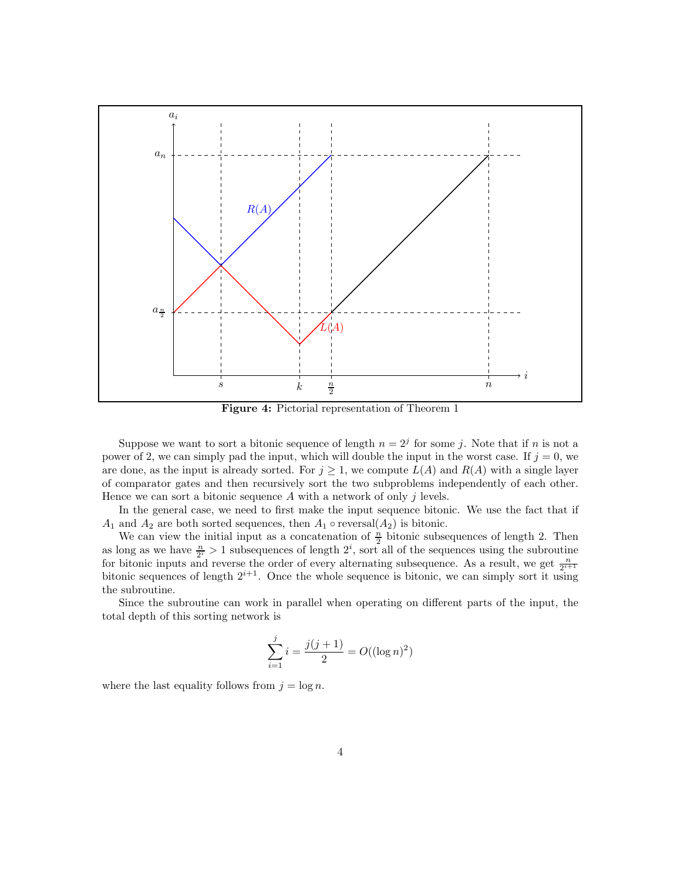**Figure 4:** Pictorial representation of Theorem 1

Suppose we want to sort a bitonic sequence of length $n = 2^j$ for some $j$. Note that if $n$ is not a power of 2, we can simply pad the input, which will double the input in the worst case. If $j = 0$, we are done, as the input is already sorted. For $j \geq 1$, we compute $L(A)$ and $R(A)$ with a single layer of comparator gates and then recursively sort the two subproblems independently of each other. Hence we can sort a bitonic sequence $A$ with a network of only $j$ levels.

In the general case, we need to first make the input sequence bitonic. We use the fact that if $A_1$ and $A_2$ are both sorted sequences, then $A_1 \circ \text{reversal}(A_2)$ is bitonic.

We can view the initial input as a concatenation of $\frac{n}{2}$ bitonic subsequences of length 2. Then as long as we have $\frac{n}{2^i} > 1$ subsequences of length $2^i$, sort all of the sequences using the subroutine for bitonic inputs and reverse the order of every alternating subsequence. As a result, we get $\frac{n}{2^{i+1}}$ bitonic sequences of length $2^{i+1}$. Once the whole sequence is bitonic, we can simply sort it using the subroutine.

Since the subroutine can work in parallel when operating on different parts of the input, the total depth of this sorting network is

$$\sum_{i=1}^{j} i = \frac{j(j+1)}{2} = O((\log n)^2)$$

where the last equality follows from $j = \log n$.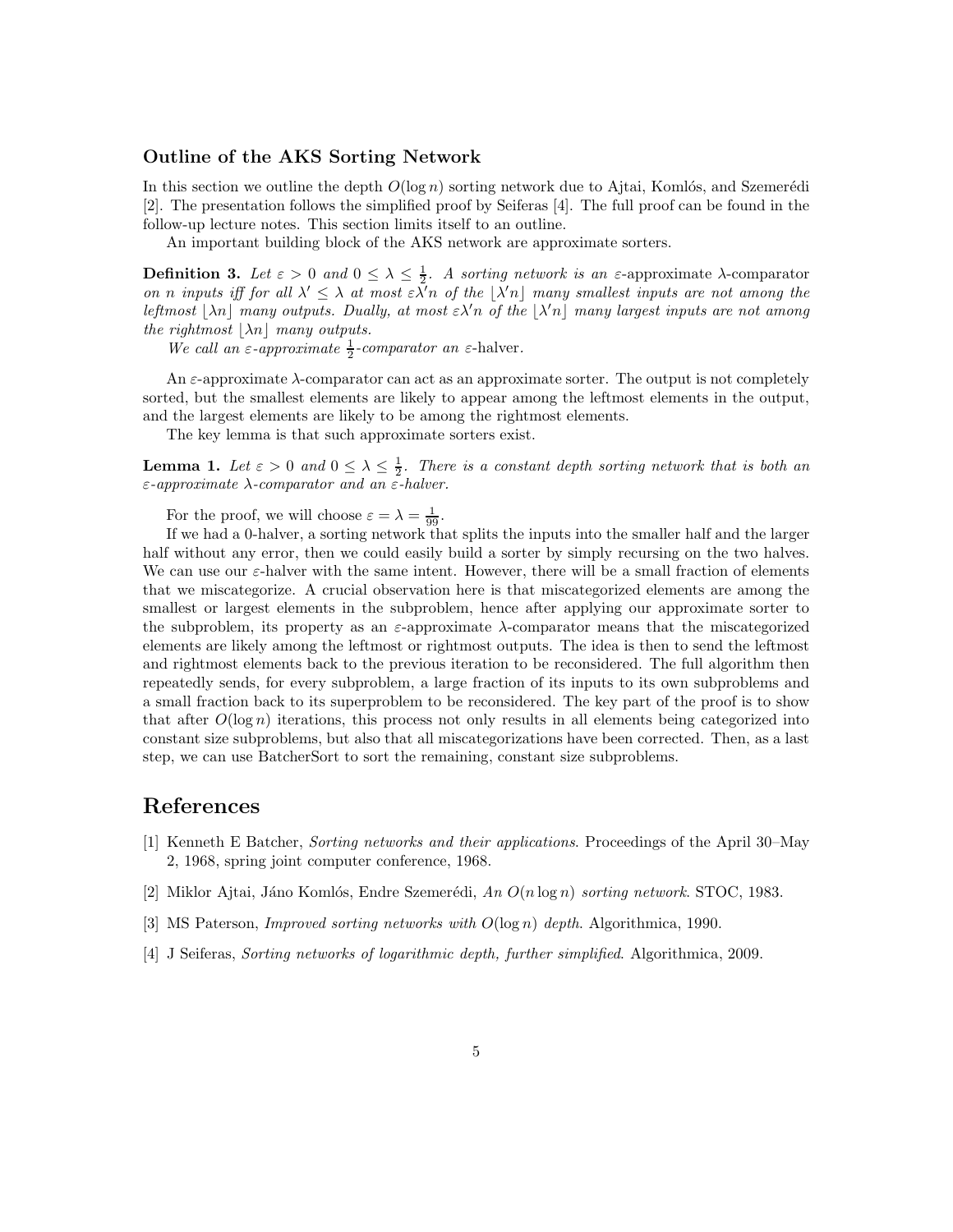### Outline of the AKS Sorting Network

In this section we outline the depth $O(\log n)$ sorting network due to Ajtai, Komlós, and Szemerédi [2]. The presentation follows the simplified proof by Seiferas [4]. The full proof can be found in the follow-up lecture notes. This section limits itself to an outline.

An important building block of the AKS network are approximate sorters.

**Definition 3.** *Let $\varepsilon > 0$ and $0 \leq \lambda \leq \frac{1}{2}$. A sorting network is an $\varepsilon$-*approximate $\lambda$-comparator* on $n$ inputs iff for all $\lambda' \leq \lambda$ at most $\varepsilon\lambda' n$ of the $\lfloor \lambda' n \rfloor$ many smallest inputs are not among the leftmost $\lfloor \lambda n \rfloor$ many outputs. Dually, at most $\varepsilon\lambda' n$ of the $\lfloor \lambda' n \rfloor$ many largest inputs are not among the rightmost $\lfloor \lambda n \rfloor$ many outputs.*

*We call an $\varepsilon$-approximate $\frac{1}{2}$-comparator an $\varepsilon$-*halver*.*

An $\varepsilon$-approximate $\lambda$-comparator can act as an approximate sorter. The output is not completely sorted, but the smallest elements are likely to appear among the leftmost elements in the output, and the largest elements are likely to be among the rightmost elements.

The key lemma is that such approximate sorters exist.

**Lemma 1.** *Let $\varepsilon > 0$ and $0 \leq \lambda \leq \frac{1}{2}$. There is a constant depth sorting network that is both an $\varepsilon$-approximate $\lambda$-comparator and an $\varepsilon$-halver.*

For the proof, we will choose $\varepsilon = \lambda = \frac{1}{99}$.

If we had a 0-halver, a sorting network that splits the inputs into the smaller half and the larger half without any error, then we could easily build a sorter by simply recursing on the two halves. We can use our $\varepsilon$-halver with the same intent. However, there will be a small fraction of elements that we miscategorize. A crucial observation here is that miscategorized elements are among the smallest or largest elements in the subproblem, hence after applying our approximate sorter to the subproblem, its property as an $\varepsilon$-approximate $\lambda$-comparator means that the miscategorized elements are likely among the leftmost or rightmost outputs. The idea is then to send the leftmost and rightmost elements back to the previous iteration to be reconsidered. The full algorithm then repeatedly sends, for every subproblem, a large fraction of its inputs to its own subproblems and a small fraction back to its superproblem to be reconsidered. The key part of the proof is to show that after $O(\log n)$ iterations, this process not only results in all elements being categorized into constant size subproblems, but also that all miscategorizations have been corrected. Then, as a last step, we can use BatcherSort to sort the remaining, constant size subproblems.

## References

[1] Kenneth E Batcher, *Sorting networks and their applications*. Proceedings of the April 30–May 2, 1968, spring joint computer conference, 1968.

[2] Miklor Ajtai, Jáno Komlós, Endre Szemerédi, *An $O(n \log n)$ sorting network*. STOC, 1983.

[3] MS Paterson, *Improved sorting networks with $O(\log n)$ depth*. Algorithmica, 1990.

[4] J Seiferas, *Sorting networks of logarithmic depth, further simplified*. Algorithmica, 2009.